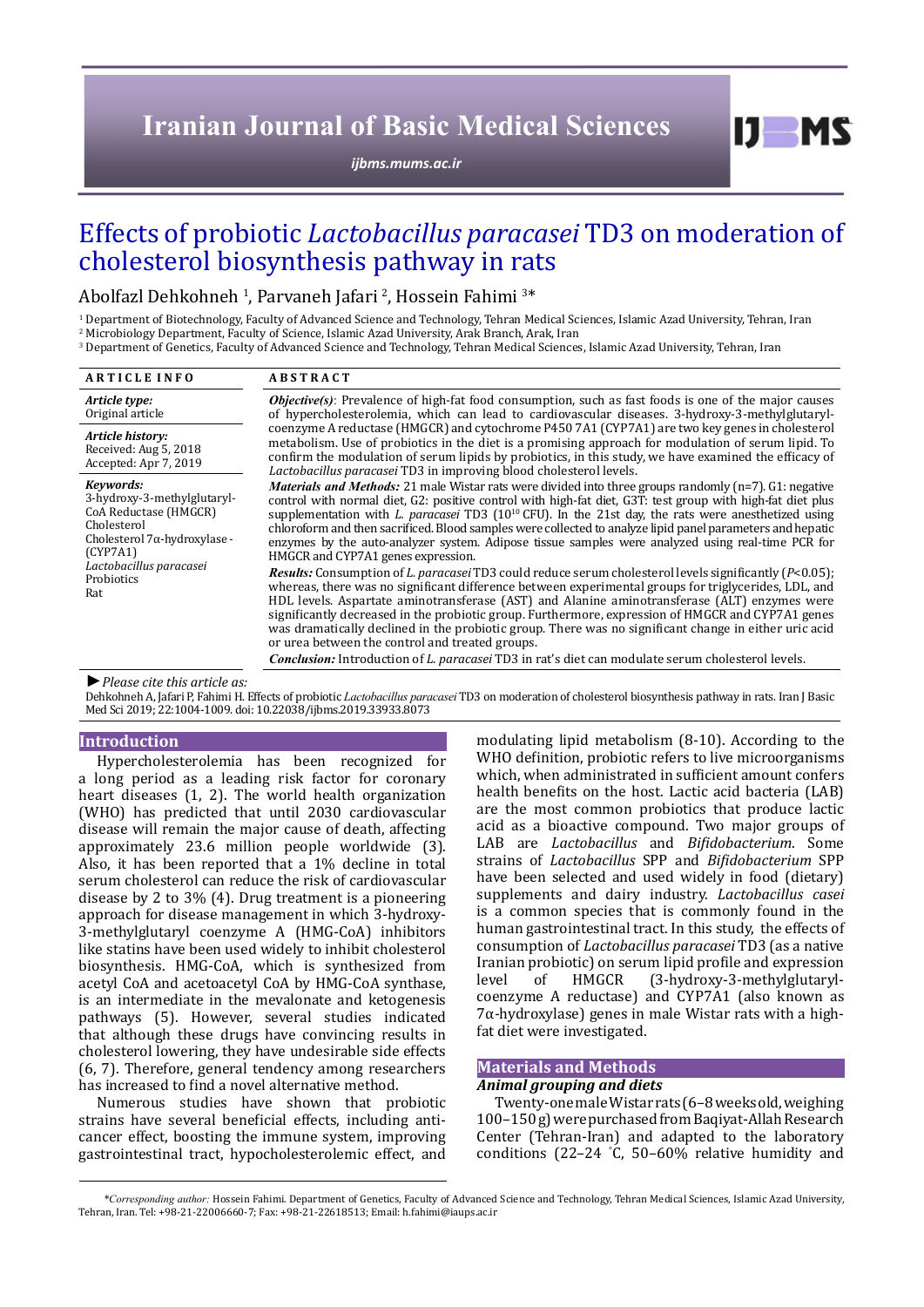# Effects of probiotic *Lactobacillus paracasei* TD3 on moderation of cholesterol biosynthesis pathway in rats

Abolfazl Dehkohneh [1], Parvaneh Jafari [2], Hossein Fahimi [3]*

[1] Department of Biotechnology, Faculty of Advanced Science and Technology, Tehran Medical Sciences, Islamic Azad University, Tehran, Iran
[2] Microbiology Department, Faculty of Science, Islamic Azad University, Arak Branch, Arak, Iran
[3] Department of Genetics, Faculty of Advanced Science and Technology, Tehran Medical Sciences, Islamic Azad University, Tehran, Iran

## ARTICLE INFO

***Article type:***
Original article

***Article history:***
Received: Aug 5, 2018
Accepted: Apr 7, 2019

***Keywords:***
3-hydroxy-3-methylglutaryl-CoA Reductase (HMGCR)
Cholesterol
Cholesterol 7α-hydroxylase - (CYP7A1)
*Lactobacillus paracasei*
Probiotics
Rat

## ABSTRACT

***Objective(s)***: Prevalence of high-fat food consumption, such as fast foods is one of the major causes of hypercholesterolemia, which can lead to cardiovascular diseases. 3-hydroxy-3-methylglutaryl-coenzyme A reductase (HMGCR) and cytochrome P450 7A1 (CYP7A1) are two key genes in cholesterol metabolism. Use of probiotics in the diet is a promising approach for modulation of serum lipid. To confirm the modulation of serum lipids by probiotics, in this study, we have examined the efficacy of *Lactobacillus paracasei* TD3 in improving blood cholesterol levels.

***Materials and Methods:*** 21 male Wistar rats were divided into three groups randomly (n=7). G1: negative control with normal diet, G2: positive control with high-fat diet, G3T: test group with high-fat diet plus supplementation with *L. paracasei* TD3 ($10^{10}$ CFU). In the 21st day, the rats were anesthetized using chloroform and then sacrificed. Blood samples were collected to analyze lipid panel parameters and hepatic enzymes by the auto-analyzer system. Adipose tissue samples were analyzed using real-time PCR for HMGCR and CYP7A1 genes expression.

***Results:*** Consumption of *L. paracasei* TD3 could reduce serum cholesterol levels significantly ($P<0.05$); whereas, there was no significant difference between experimental groups for triglycerides, LDL, and HDL levels. Aspartate aminotransferase (AST) and Alanine aminotransferase (ALT) enzymes were significantly decreased in the probiotic group. Furthermore, expression of HMGCR and CYP7A1 genes was dramatically declined in the probiotic group. There was no significant change in either uric acid or urea between the control and treated groups.

***Conclusion:*** Introduction of *L. paracasei* TD3 in rat's diet can modulate serum cholesterol levels.

► *Please cite this article as:*
Dehkohneh A, Jafari P, Fahimi H. Effects of probiotic *Lactobacillus paracasei* TD3 on moderation of cholesterol biosynthesis pathway in rats. Iran J Basic Med Sci 2019; 22:1004-1009. doi: 10.22038/ijbms.2019.33933.8073

## Introduction

Hypercholesterolemia has been recognized for a long period as a leading risk factor for coronary heart diseases (1, 2). The world health organization (WHO) has predicted that until 2030 cardiovascular disease will remain the major cause of death, affecting approximately 23.6 million people worldwide (3). Also, it has been reported that a 1% decline in total serum cholesterol can reduce the risk of cardiovascular disease by 2 to 3% (4). Drug treatment is a pioneering approach for disease management in which 3-hydroxy-3-methylglutaryl coenzyme A (HMG-CoA) inhibitors like statins have been used widely to inhibit cholesterol biosynthesis. HMG-CoA, which is synthesized from acetyl CoA and acetoacetyl CoA by HMG-CoA synthase, is an intermediate in the mevalonate and ketogenesis pathways (5). However, several studies indicated that although these drugs have convincing results in cholesterol lowering, they have undesirable side effects (6, 7). Therefore, general tendency among researchers has increased to find a novel alternative method.

Numerous studies have shown that probiotic strains have several beneficial effects, including anti-cancer effect, boosting the immune system, improving gastrointestinal tract, hypocholesterolemic effect, and modulating lipid metabolism (8-10). According to the WHO definition, probiotic refers to live microorganisms which, when administrated in sufficient amount confers health benefits on the host. Lactic acid bacteria (LAB) are the most common probiotics that produce lactic acid as a bioactive compound. Two major groups of LAB are *Lactobacillus* and *Bifidobacterium*. Some strains of *Lactobacillus* SPP and *Bifidobacterium* SPP have been selected and used widely in food (dietary) supplements and dairy industry. *Lactobacillus casei* is a common species that is commonly found in the human gastrointestinal tract. In this study, the effects of consumption of *Lactobacillus paracasei* TD3 (as a native Iranian probiotic) on serum lipid profile and expression level of HMGCR (3-hydroxy-3-methylglutaryl-coenzyme A reductase) and CYP7A1 (also known as 7α-hydroxylase) genes in male Wistar rats with a high-fat diet were investigated.

## Materials and Methods

### Animal grouping and diets

Twenty-one male Wistar rats (6–8 weeks old, weighing 100–150 g) were purchased from Baqiyat-Allah Research Center (Tehran-Iran) and adapted to the laboratory conditions (22–24 ˚C, 50–60% relative humidity and

*\*Corresponding author:* Hossein Fahimi. Department of Genetics, Faculty of Advanced Science and Technology, Tehran Medical Sciences, Islamic Azad University, Tehran, Iran. Tel: +98-21-22006660-7; Fax: +98-21-22618513; Email: h.fahimi@iaups.ac.ir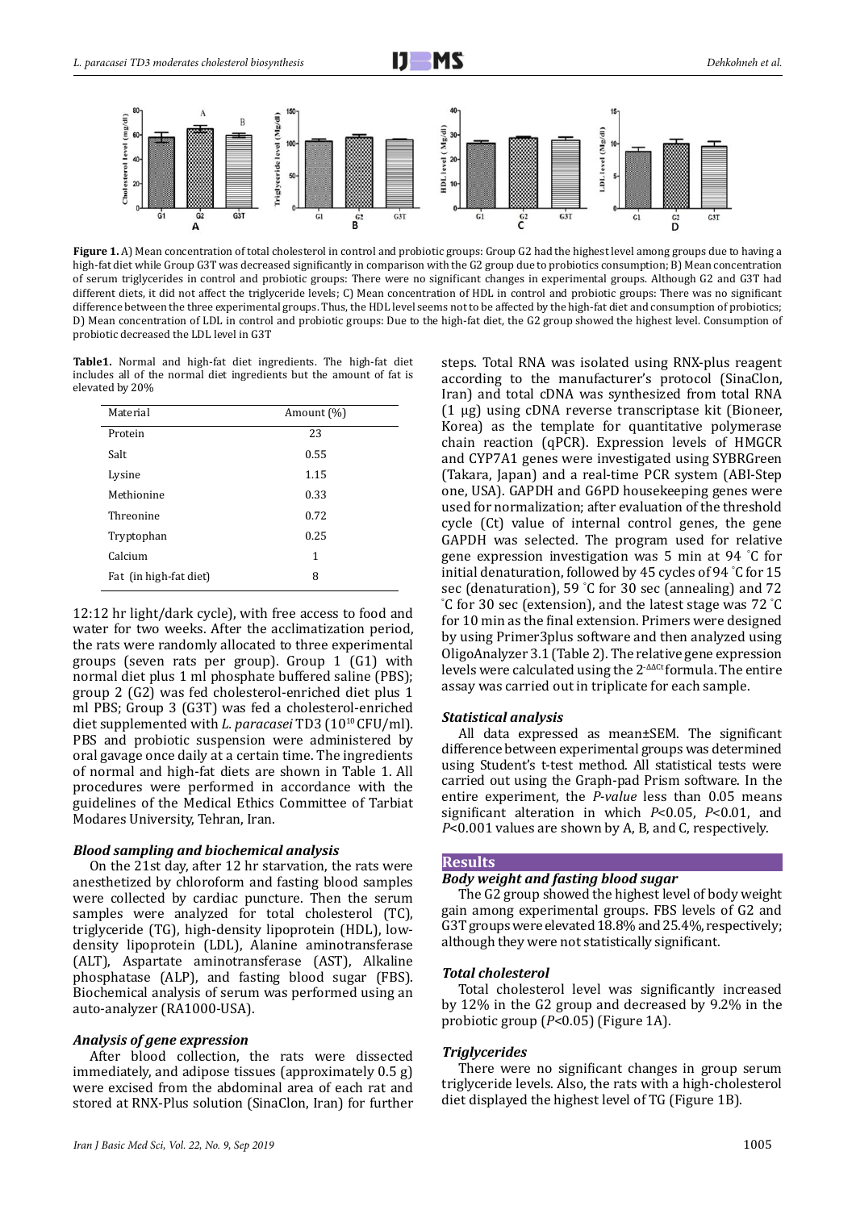**Figure 1.** A) Mean concentration of total cholesterol in control and probiotic groups: Group G2 had the highest level among groups due to having a high-fat diet while Group G3T was decreased significantly in comparison with the G2 group due to probiotics consumption; B) Mean concentration of serum triglycerides in control and probiotic groups: There were no significant changes in experimental groups. Although G2 and G3T had different diets, it did not affect the triglyceride levels; C) Mean concentration of HDL in control and probiotic groups: There was no significant difference between the three experimental groups. Thus, the HDL level seems not to be affected by the high-fat diet and consumption of probiotics; D) Mean concentration of LDL in control and probiotic groups: Due to the high-fat diet, the G2 group showed the highest level. Consumption of probiotic decreased the LDL level in G3T

**Table1.** Normal and high-fat diet ingredients. The high-fat diet includes all of the normal diet ingredients but the amount of fat is elevated by 20%

| Material | Amount (%) |
|---|---|
| Protein | 23 |
| Salt | 0.55 |
| Lysine | 1.15 |
| Methionine | 0.33 |
| Threonine | 0.72 |
| Tryptophan | 0.25 |
| Calcium | 1 |
| Fat (in high-fat diet) | 8 |

12:12 hr light/dark cycle), with free access to food and water for two weeks. After the acclimatization period, the rats were randomly allocated to three experimental groups (seven rats per group). Group 1 (G1) with normal diet plus 1 ml phosphate buffered saline (PBS); group 2 (G2) was fed cholesterol-enriched diet plus 1 ml PBS; Group 3 (G3T) was fed a cholesterol-enriched diet supplemented with *L. paracasei* TD3 ($10^{10}$ CFU/ml). PBS and probiotic suspension were administered by oral gavage once daily at a certain time. The ingredients of normal and high-fat diets are shown in Table 1. All procedures were performed in accordance with the guidelines of the Medical Ethics Committee of Tarbiat Modares University, Tehran, Iran.

### *Blood sampling and biochemical analysis*

On the 21st day, after 12 hr starvation, the rats were anesthetized by chloroform and fasting blood samples were collected by cardiac puncture. Then the serum samples were analyzed for total cholesterol (TC), triglyceride (TG), high-density lipoprotein (HDL), low-density lipoprotein (LDL), Alanine aminotransferase (ALT), Aspartate aminotransferase (AST), Alkaline phosphatase (ALP), and fasting blood sugar (FBS). Biochemical analysis of serum was performed using an auto-analyzer (RA1000-USA).

### *Analysis of gene expression*

After blood collection, the rats were dissected immediately, and adipose tissues (approximately 0.5 g) were excised from the abdominal area of each rat and stored at RNX-Plus solution (SinaClon, Iran) for further steps. Total RNA was isolated using RNX-plus reagent according to the manufacturer's protocol (SinaClon, Iran) and total cDNA was synthesized from total RNA (1 µg) using cDNA reverse transcriptase kit (Bioneer, Korea) as the template for quantitative polymerase chain reaction (qPCR). Expression levels of HMGCR and CYP7A1 genes were investigated using SYBRGreen (Takara, Japan) and a real-time PCR system (ABI-Step one, USA). GAPDH and G6PD housekeeping genes were used for normalization; after evaluation of the threshold cycle (Ct) value of internal control genes, the gene GAPDH was selected. The program used for relative gene expression investigation was 5 min at 94 ˚C for initial denaturation, followed by 45 cycles of 94 ˚C for 15 sec (denaturation), 59 ˚C for 30 sec (annealing) and 72 ˚C for 30 sec (extension), and the latest stage was 72 ˚C for 10 min as the final extension. Primers were designed by using Primer3plus software and then analyzed using OligoAnalyzer 3.1 (Table 2). The relative gene expression levels were calculated using the $2^{-\Delta\Delta Ct}$ formula. The entire assay was carried out in triplicate for each sample.

### *Statistical analysis*

All data expressed as mean±SEM. The significant difference between experimental groups was determined using Student's t-test method. All statistical tests were carried out using the Graph-pad Prism software. In the entire experiment, the *P-value* less than 0.05 means significant alteration in which $P<0.05$, $P<0.01$, and $P<0.001$ values are shown by A, B, and C, respectively.

## Results

### *Body weight and fasting blood sugar*

The G2 group showed the highest level of body weight gain among experimental groups. FBS levels of G2 and G3T groups were elevated 18.8% and 25.4%, respectively; although they were not statistically significant.

### *Total cholesterol*

Total cholesterol level was significantly increased by 12% in the G2 group and decreased by 9.2% in the probiotic group ($P<0.05$) (Figure 1A).

### *Triglycerides*

There were no significant changes in group serum triglyceride levels. Also, the rats with a high-cholesterol diet displayed the highest level of TG (Figure 1B).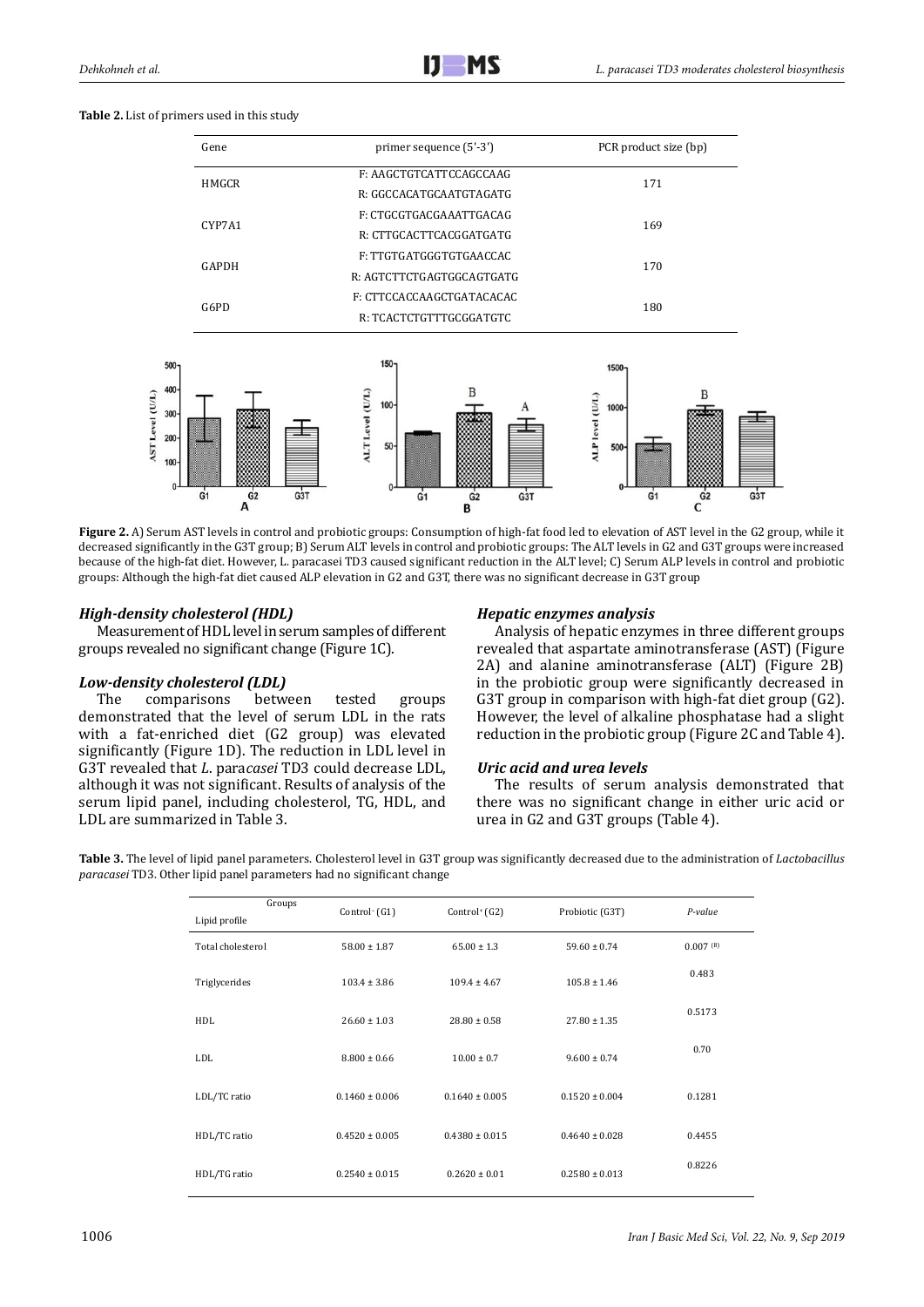**Table 2.** List of primers used in this study

| Gene | primer sequence (5'-3') | PCR product size (bp) |
|---|---|---|
| HMGCR | F: AAGCTGTCATTCCAGCCAAG<br>R: GGCCACATGCAATGTAGATG | 171 |
| CYP7A1 | F: CTGCGTGACGAAATTGACAG<br>R: CTTGCACTTCACGGATGATG | 169 |
| GAPDH | F: TTGTGATGGGTGTGAACCAC<br>R: AGTCTTCTGAGTGGCAGTGATG | 170 |
| G6PD | F: CTTCCACCAAGCTGATACACAC<br>R: TCACTCTGTTTGCGGATGTC | 180 |

**Figure 2.** A) Serum AST levels in control and probiotic groups: Consumption of high-fat food led to elevation of AST level in the G2 group, while it decreased significantly in the G3T group; B) Serum ALT levels in control and probiotic groups: The ALT levels in G2 and G3T groups were increased because of the high-fat diet. However, L. paracasei TD3 caused significant reduction in the ALT level; C) Serum ALP levels in control and probiotic groups: Although the high-fat diet caused ALP elevation in G2 and G3T, there was no significant decrease in G3T group

### *High-density cholesterol (HDL)*

Measurement of HDL level in serum samples of different groups revealed no significant change (Figure 1C).

### *Low-density cholesterol (LDL)*

The comparisons between tested groups demonstrated that the level of serum LDL in the rats with a fat-enriched diet (G2 group) was elevated significantly (Figure 1D). The reduction in LDL level in G3T revealed that *L. paracasei* TD3 could decrease LDL, although it was not significant. Results of analysis of the serum lipid panel, including cholesterol, TG, HDL, and LDL are summarized in Table 3.

### *Hepatic enzymes analysis*

Analysis of hepatic enzymes in three different groups revealed that aspartate aminotransferase (AST) (Figure 2A) and alanine aminotransferase (ALT) (Figure 2B) in the probiotic group were significantly decreased in G3T group in comparison with high-fat diet group (G2). However, the level of alkaline phosphatase had a slight reduction in the probiotic group (Figure 2C and Table 4).

### *Uric acid and urea levels*

The results of serum analysis demonstrated that there was no significant change in either uric acid or urea in G2 and G3T groups (Table 4).

**Table 3.** The level of lipid panel parameters. Cholesterol level in G3T group was significantly decreased due to the administration of *Lactobacillus paracasei* TD3. Other lipid panel parameters had no significant change

| Groups / Lipid profile | Control⁻ (G1) | Control⁺ (G2) | Probiotic (G3T) | *P-value* |
|---|---|---|---|---|
| Total cholesterol | 58.00 ± 1.87 | 65.00 ± 1.3 | 59.60 ± 0.74 | 0.007 (B) |
| Triglycerides | 103.4 ± 3.86 | 109.4 ± 4.67 | 105.8 ± 1.46 | 0.483 |
| HDL | 26.60 ± 1.03 | 28.80 ± 0.58 | 27.80 ± 1.35 | 0.5173 |
| LDL | 8.800 ± 0.66 | 10.00 ± 0.7 | 9.600 ± 0.74 | 0.70 |
| LDL/TC ratio | 0.1460 ± 0.006 | 0.1640 ± 0.005 | 0.1520 ± 0.004 | 0.1281 |
| HDL/TC ratio | 0.4520 ± 0.005 | 0.4380 ± 0.015 | 0.4640 ± 0.028 | 0.4455 |
| HDL/TG ratio | 0.2540 ± 0.015 | 0.2620 ± 0.01 | 0.2580 ± 0.013 | 0.8226 |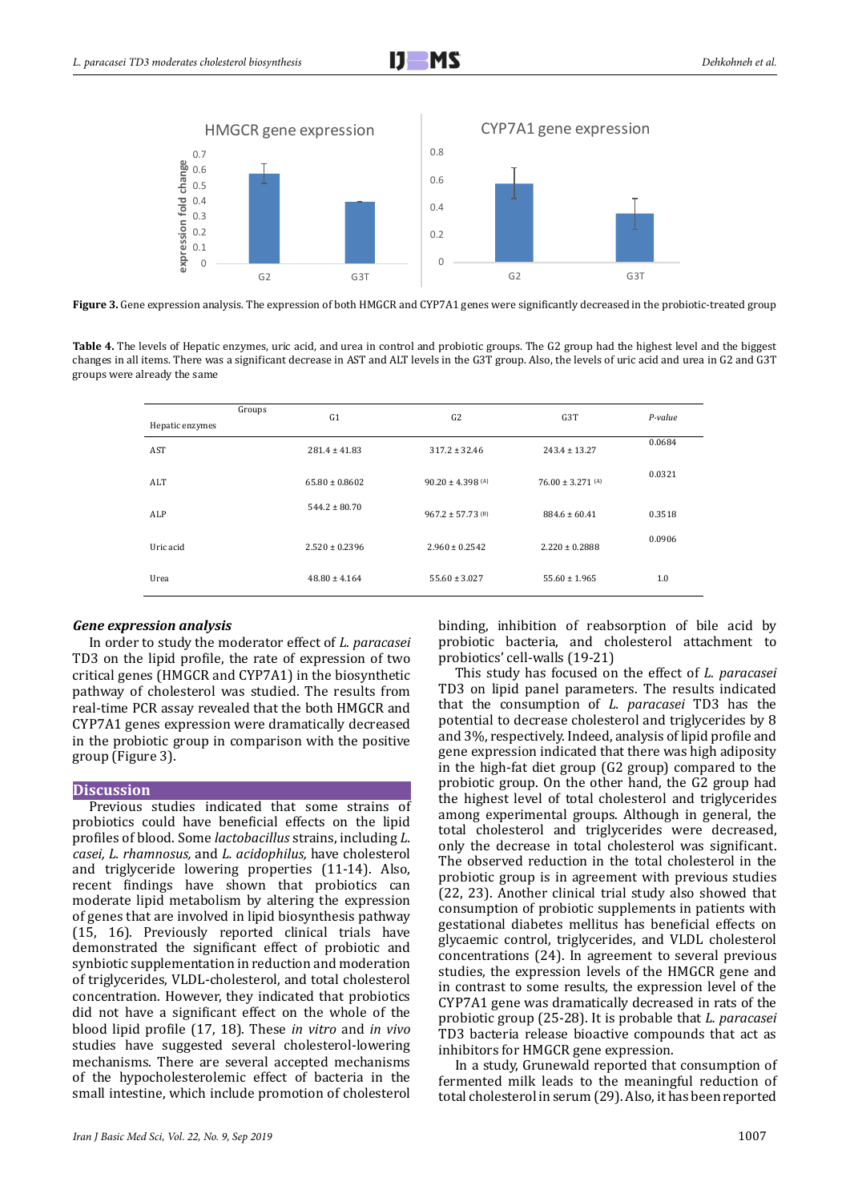**Figure 3.** Gene expression analysis. The expression of both HMGCR and CYP7A1 genes were significantly decreased in the probiotic-treated group

**Table 4.** The levels of Hepatic enzymes, uric acid, and urea in control and probiotic groups. The G2 group had the highest level and the biggest changes in all items. There was a significant decrease in AST and ALT levels in the G3T group. Also, the levels of uric acid and urea in G2 and G3T groups were already the same

| Hepatic enzymes / Groups | G1 | G2 | G3T | *P-value* |
|---|---|---|---|---|
| AST | 281.4 ± 41.83 | 317.2 ± 32.46 | 243.4 ± 13.27 | 0.0684 |
| ALT | 65.80 ± 0.8602 | 90.20 ± 4.398 (A) | 76.00 ± 3.271 (A) | 0.0321 |
| ALP | 544.2 ± 80.70 | 967.2 ± 57.73 (B) | 884.6 ± 60.41 | 0.3518 |
| Uric acid | 2.520 ± 0.2396 | 2.960 ± 0.2542 | 2.220 ± 0.2888 | 0.0906 |
| Urea | 48.80 ± 4.164 | 55.60 ± 3.027 | 55.60 ± 1.965 | 1.0 |

### *Gene expression analysis*

In order to study the moderator effect of *L. paracasei* TD3 on the lipid profile, the rate of expression of two critical genes (HMGCR and CYP7A1) in the biosynthetic pathway of cholesterol was studied. The results from real-time PCR assay revealed that the both HMGCR and CYP7A1 genes expression were dramatically decreased in the probiotic group in comparison with the positive group (Figure 3).

## Discussion

Previous studies indicated that some strains of probiotics could have beneficial effects on the lipid profiles of blood. Some *lactobacillus* strains, including *L. casei, L. rhamnosus,* and *L. acidophilus,* have cholesterol and triglyceride lowering properties (11-14). Also, recent findings have shown that probiotics can moderate lipid metabolism by altering the expression of genes that are involved in lipid biosynthesis pathway (15, 16). Previously reported clinical trials have demonstrated the significant effect of probiotic and synbiotic supplementation in reduction and moderation of triglycerides, VLDL-cholesterol, and total cholesterol concentration. However, they indicated that probiotics did not have a significant effect on the whole of the blood lipid profile (17, 18). These *in vitro* and *in vivo* studies have suggested several cholesterol-lowering mechanisms. There are several accepted mechanisms of the hypocholesterolemic effect of bacteria in the small intestine, which include promotion of cholesterol binding, inhibition of reabsorption of bile acid by probiotic bacteria, and cholesterol attachment to probiotics' cell-walls (19-21)

This study has focused on the effect of *L. paracasei* TD3 on lipid panel parameters. The results indicated that the consumption of *L. paracasei* TD3 has the potential to decrease cholesterol and triglycerides by 8 and 3%, respectively. Indeed, analysis of lipid profile and gene expression indicated that there was high adiposity in the high-fat diet group (G2 group) compared to the probiotic group. On the other hand, the G2 group had the highest level of total cholesterol and triglycerides among experimental groups. Although in general, the total cholesterol and triglycerides were decreased, only the decrease in total cholesterol was significant. The observed reduction in the total cholesterol in the probiotic group is in agreement with previous studies (22, 23). Another clinical trial study also showed that consumption of probiotic supplements in patients with gestational diabetes mellitus has beneficial effects on glycaemic control, triglycerides, and VLDL cholesterol concentrations (24). In agreement to several previous studies, the expression levels of the HMGCR gene and in contrast to some results, the expression level of the CYP7A1 gene was dramatically decreased in rats of the probiotic group (25-28). It is probable that *L. paracasei* TD3 bacteria release bioactive compounds that act as inhibitors for HMGCR gene expression.

In a study, Grunewald reported that consumption of fermented milk leads to the meaningful reduction of total cholesterol in serum (29). Also, it has been reported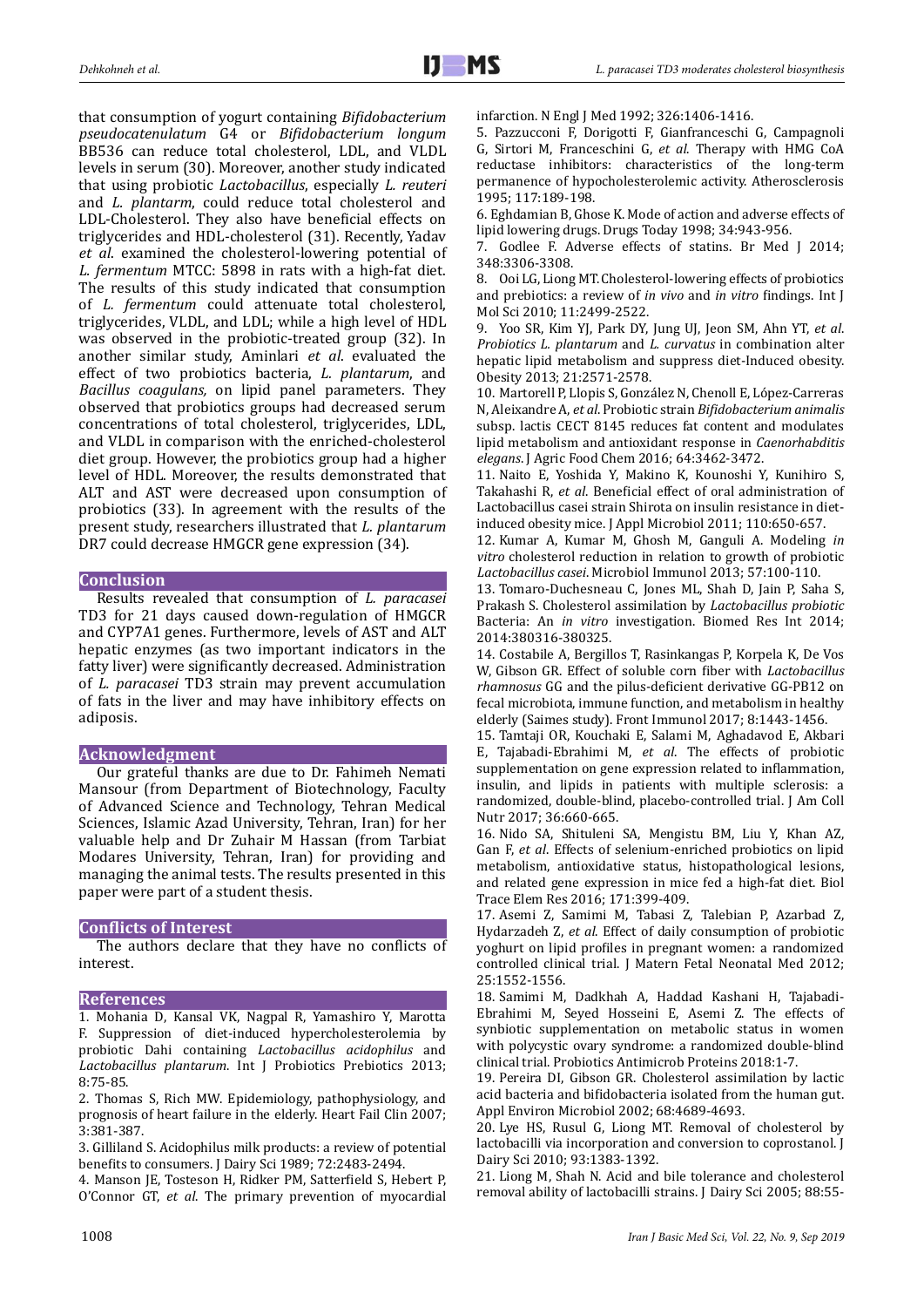that consumption of yogurt containing *Bifidobacterium pseudocatenulatum* G4 or *Bifidobacterium longum* BB536 can reduce total cholesterol, LDL, and VLDL levels in serum (30). Moreover, another study indicated that using probiotic *Lactobacillus*, especially *L. reuteri* and *L. plantarm*, could reduce total cholesterol and LDL-Cholesterol. They also have beneficial effects on triglycerides and HDL-cholesterol (31). Recently, Yadav *et al*. examined the cholesterol-lowering potential of *L. fermentum* MTCC: 5898 in rats with a high-fat diet. The results of this study indicated that consumption of *L. fermentum* could attenuate total cholesterol, triglycerides, VLDL, and LDL; while a high level of HDL was observed in the probiotic-treated group (32). In another similar study, Aminlari *et al*. evaluated the effect of two probiotics bacteria, *L. plantarum*, and *Bacillus coagulans,* on lipid panel parameters. They observed that probiotics groups had decreased serum concentrations of total cholesterol, triglycerides, LDL, and VLDL in comparison with the enriched-cholesterol diet group. However, the probiotics group had a higher level of HDL. Moreover, the results demonstrated that ALT and AST were decreased upon consumption of probiotics (33). In agreement with the results of the present study, researchers illustrated that *L. plantarum* DR7 could decrease HMGCR gene expression (34).

## Conclusion

Results revealed that consumption of *L. paracasei* TD3 for 21 days caused down-regulation of HMGCR and CYP7A1 genes. Furthermore, levels of AST and ALT hepatic enzymes (as two important indicators in the fatty liver) were significantly decreased. Administration of *L. paracasei* TD3 strain may prevent accumulation of fats in the liver and may have inhibitory effects on adiposis.

## Acknowledgment

Our grateful thanks are due to Dr. Fahimeh Nemati Mansour (from Department of Biotechnology, Faculty of Advanced Science and Technology, Tehran Medical Sciences, Islamic Azad University, Tehran, Iran) for her valuable help and Dr Zuhair M Hassan (from Tarbiat Modares University, Tehran, Iran) for providing and managing the animal tests. The results presented in this paper were part of a student thesis.

## Conflicts of Interest

The authors declare that they have no conflicts of interest.

## References

1. Mohania D, Kansal VK, Nagpal R, Yamashiro Y, Marotta F. Suppression of diet-induced hypercholesterolemia by probiotic Dahi containing *Lactobacillus acidophilus* and *Lactobacillus plantarum*. Int J Probiotics Prebiotics 2013; 8:75-85.
2. Thomas S, Rich MW. Epidemiology, pathophysiology, and prognosis of heart failure in the elderly. Heart Fail Clin 2007; 3:381-387.
3. Gilliland S. Acidophilus milk products: a review of potential benefits to consumers. J Dairy Sci 1989; 72:2483-2494.
4. Manson JE, Tosteson H, Ridker PM, Satterfield S, Hebert P, O'Connor GT, *et al*. The primary prevention of myocardial infarction. N Engl J Med 1992; 326:1406-1416.
5. Pazzucconi F, Dorigotti F, Gianfranceschi G, Campagnoli G, Sirtori M, Franceschini G, *et al*. Therapy with HMG CoA reductase inhibitors: characteristics of the long-term permanence of hypocholesterolemic activity. Atherosclerosis 1995; 117:189-198.
6. Eghdamian B, Ghose K. Mode of action and adverse effects of lipid lowering drugs. Drugs Today 1998; 34:943-956.
7. Godlee F. Adverse effects of statins. Br Med J 2014; 348:3306-3308.
8. Ooi LG, Liong MT. Cholesterol-lowering effects of probiotics and prebiotics: a review of *in vivo* and *in vitro* findings. Int J Mol Sci 2010; 11:2499-2522.
9. Yoo SR, Kim YJ, Park DY, Jung UJ, Jeon SM, Ahn YT, *et al*. *Probiotics L. plantarum* and *L. curvatus* in combination alter hepatic lipid metabolism and suppress diet-Induced obesity. Obesity 2013; 21:2571-2578.
10. Martorell P, Llopis S, González N, Chenoll E, López-Carreras N, Aleixandre A, *et al*. Probiotic strain *Bifidobacterium animalis* subsp. lactis CECT 8145 reduces fat content and modulates lipid metabolism and antioxidant response in *Caenorhabditis elegans*. J Agric Food Chem 2016; 64:3462-3472.
11. Naito E, Yoshida Y, Makino K, Kounoshi Y, Kunihiro S, Takahashi R, *et al*. Beneficial effect of oral administration of Lactobacillus casei strain Shirota on insulin resistance in diet-induced obesity mice. J Appl Microbiol 2011; 110:650-657.
12. Kumar A, Kumar M, Ghosh M, Ganguli A. Modeling *in vitro* cholesterol reduction in relation to growth of probiotic *Lactobacillus casei*. Microbiol Immunol 2013; 57:100-110.
13. Tomaro-Duchesneau C, Jones ML, Shah D, Jain P, Saha S, Prakash S. Cholesterol assimilation by *Lactobacillus probiotic* Bacteria: An *in vitro* investigation. Biomed Res Int 2014; 2014:380316-380325.
14. Costabile A, Bergillos T, Rasinkangas P, Korpela K, De Vos W, Gibson GR. Effect of soluble corn fiber with *Lactobacillus rhamnosus* GG and the pilus-deficient derivative GG-PB12 on fecal microbiota, immune function, and metabolism in healthy elderly (Saimes study). Front Immunol 2017; 8:1443-1456.
15. Tamtaji OR, Kouchaki E, Salami M, Aghadavod E, Akbari E, Tajabadi-Ebrahimi M, *et al*. The effects of probiotic supplementation on gene expression related to inflammation, insulin, and lipids in patients with multiple sclerosis: a randomized, double-blind, placebo-controlled trial. J Am Coll Nutr 2017; 36:660-665.
16. Nido SA, Shituleni SA, Mengistu BM, Liu Y, Khan AZ, Gan F, *et al*. Effects of selenium-enriched probiotics on lipid metabolism, antioxidative status, histopathological lesions, and related gene expression in mice fed a high-fat diet. Biol Trace Elem Res 2016; 171:399-409.
17. Asemi Z, Samimi M, Tabasi Z, Talebian P, Azarbad Z, Hydarzadeh Z, *et al*. Effect of daily consumption of probiotic yoghurt on lipid profiles in pregnant women: a randomized controlled clinical trial. J Matern Fetal Neonatal Med 2012; 25:1552-1556.
18. Samimi M, Dadkhah A, Haddad Kashani H, Tajabadi-Ebrahimi M, Seyed Hosseini E, Asemi Z. The effects of synbiotic supplementation on metabolic status in women with polycystic ovary syndrome: a randomized double-blind clinical trial. Probiotics Antimicrob Proteins 2018:1-7.
19. Pereira DI, Gibson GR. Cholesterol assimilation by lactic acid bacteria and bifidobacteria isolated from the human gut. Appl Environ Microbiol 2002; 68:4689-4693.
20. Lye HS, Rusul G, Liong MT. Removal of cholesterol by lactobacilli via incorporation and conversion to coprostanol. J Dairy Sci 2010; 93:1383-1392.
21. Liong M, Shah N. Acid and bile tolerance and cholesterol removal ability of lactobacilli strains. J Dairy Sci 2005; 88:55-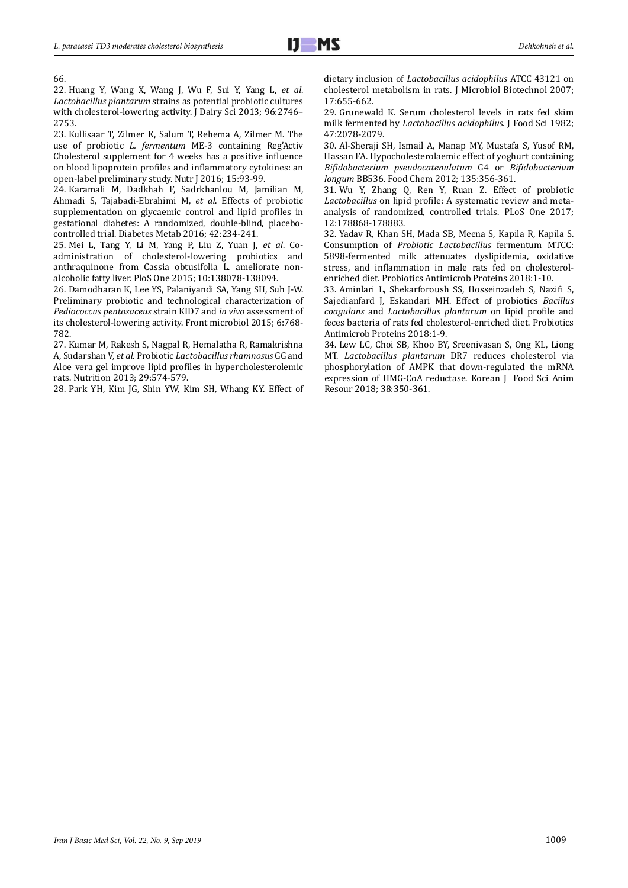66.

22. Huang Y, Wang X, Wang J, Wu F, Sui Y, Yang L, *et al*. *Lactobacillus plantarum* strains as potential probiotic cultures with cholesterol-lowering activity. J Dairy Sci 2013; 96:2746–2753.

23. Kullisaar T, Zilmer K, Salum T, Rehema A, Zilmer M. The use of probiotic *L. fermentum* ME-3 containing Reg'Activ Cholesterol supplement for 4 weeks has a positive influence on blood lipoprotein profiles and inflammatory cytokines: an open-label preliminary study. Nutr J 2016; 15:93-99.

24. Karamali M, Dadkhah F, Sadrkhanlou M, Jamilian M, Ahmadi S, Tajabadi-Ebrahimi M, *et al*. Effects of probiotic supplementation on glycaemic control and lipid profiles in gestational diabetes: A randomized, double-blind, placebo-controlled trial. Diabetes Metab 2016; 42:234-241.

25. Mei L, Tang Y, Li M, Yang P, Liu Z, Yuan J, *et al*. Co-administration of cholesterol-lowering probiotics and anthraquinone from Cassia obtusifolia L. ameliorate non-alcoholic fatty liver. PloS One 2015; 10:138078-138094.

26. Damodharan K, Lee YS, Palaniyandi SA, Yang SH, Suh J-W. Preliminary probiotic and technological characterization of *Pediococcus pentosaceus* strain KID7 and *in vivo* assessment of its cholesterol-lowering activity. Front microbiol 2015; 6:768-782.

27. Kumar M, Rakesh S, Nagpal R, Hemalatha R, Ramakrishna A, Sudarshan V, *et al*. Probiotic *Lactobacillus rhamnosus* GG and Aloe vera gel improve lipid profiles in hypercholesterolemic rats. Nutrition 2013; 29:574-579.

28. Park YH, Kim JG, Shin YW, Kim SH, Whang KY. Effect of dietary inclusion of *Lactobacillus acidophilus* ATCC 43121 on cholesterol metabolism in rats. J Microbiol Biotechnol 2007; 17:655-662.

29. Grunewald K. Serum cholesterol levels in rats fed skim milk fermented by *Lactobacillus acidophilus*. J Food Sci 1982; 47:2078-2079.

30. Al-Sheraji SH, Ismail A, Manap MY, Mustafa S, Yusof RM, Hassan FA. Hypocholesterolaemic effect of yoghurt containing *Bifidobacterium pseudocatenulatum* G4 or *Bifidobacterium longum* BB536. Food Chem 2012; 135:356-361.

31. Wu Y, Zhang Q, Ren Y, Ruan Z. Effect of probiotic *Lactobacillus* on lipid profile: A systematic review and meta-analysis of randomized, controlled trials. PLoS One 2017; 12:178868-178883.

32. Yadav R, Khan SH, Mada SB, Meena S, Kapila R, Kapila S. Consumption of *Probiotic Lactobacillus* fermentum MTCC: 5898-fermented milk attenuates dyslipidemia, oxidative stress, and inflammation in male rats fed on cholesterol-enriched diet. Probiotics Antimicrob Proteins 2018:1-10.

33. Aminlari L, Shekarforoush SS, Hosseinzadeh S, Nazifi S, Sajedianfard J, Eskandari MH. Effect of probiotics *Bacillus coagulans* and *Lactobacillus plantarum* on lipid profile and feces bacteria of rats fed cholesterol-enriched diet. Probiotics Antimicrob Proteins 2018:1-9.

34. Lew LC, Choi SB, Khoo BY, Sreenivasan S, Ong KL, Liong MT. *Lactobacillus plantarum* DR7 reduces cholesterol via phosphorylation of AMPK that down-regulated the mRNA expression of HMG-CoA reductase. Korean J Food Sci Anim Resour 2018; 38:350-361.